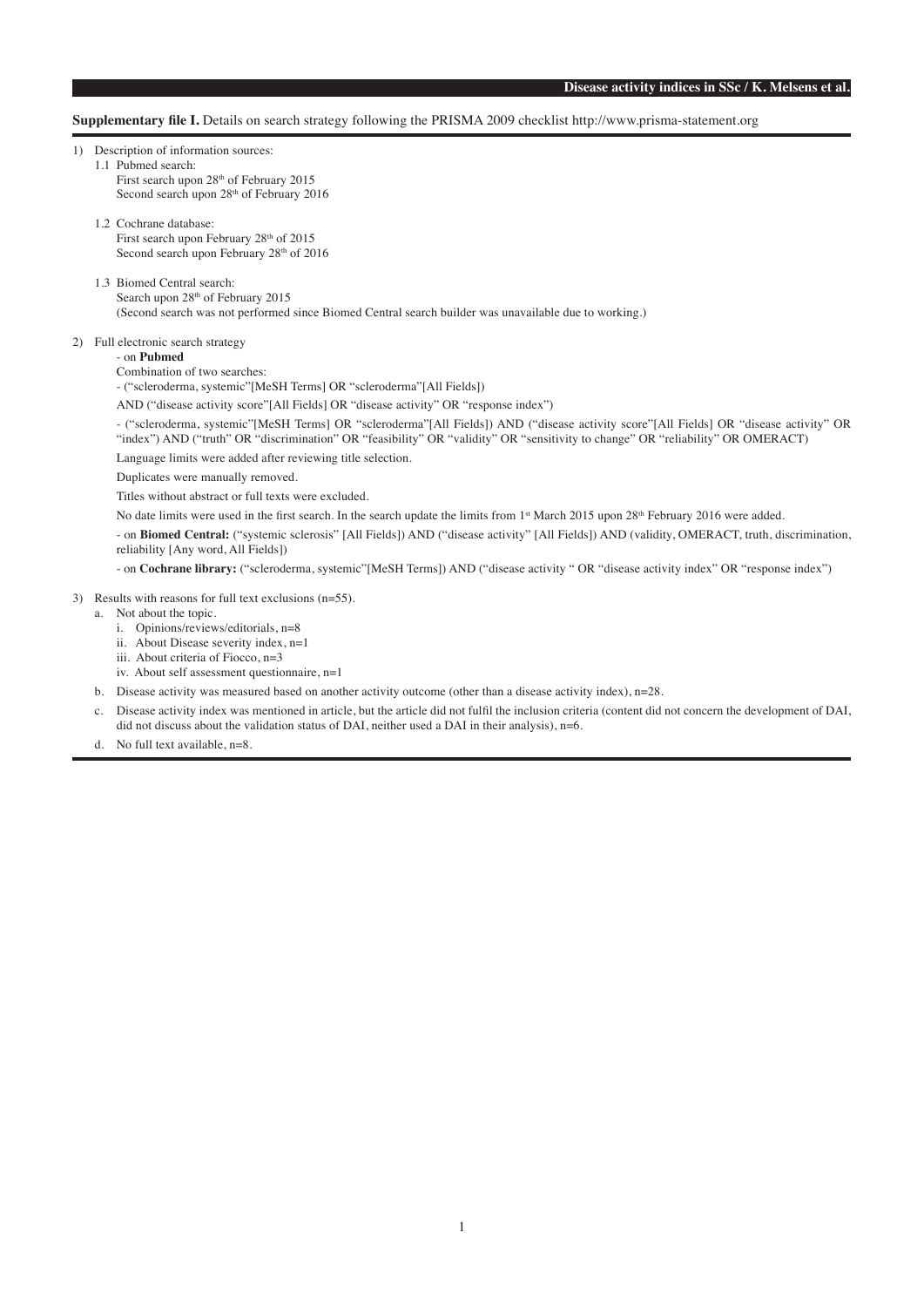**Supplementary file I.** Details on search strategy following the PRISMA 2009 checklist http://www.prisma-statement.org

1) Description of information sources:
   1.1 Pubmed search:
      First search upon 28th of February 2015
      Second search upon 28th of February 2016

   1.2 Cochrane database:
      First search upon February 28th of 2015
      Second search upon February 28th of 2016

   1.3 Biomed Central search:
      Search upon 28th of February 2015
      (Second search was not performed since Biomed Central search builder was unavailable due to working.)

2) Full electronic search strategy
   - on **Pubmed**

   Combination of two searches:

   - ("scleroderma, systemic"[MeSH Terms] OR "scleroderma"[All Fields])

   AND ("disease activity score"[All Fields] OR "disease activity" OR "response index")

   - ("scleroderma, systemic"[MeSH Terms] OR "scleroderma"[All Fields]) AND ("disease activity score"[All Fields] OR "disease activity" OR "index") AND ("truth" OR "discrimination" OR "feasibility" OR "validity" OR "sensitivity to change" OR "reliability" OR OMERACT)

   Language limits were added after reviewing title selection.

   Duplicates were manually removed.

   Titles without abstract or full texts were excluded.

   No date limits were used in the first search. In the search update the limits from 1st March 2015 upon 28th February 2016 were added.

   - on **Biomed Central:** ("systemic sclerosis" [All Fields]) AND ("disease activity" [All Fields]) AND (validity, OMERACT, truth, discrimination, reliability [Any word, All Fields])

   - on **Cochrane library:** ("scleroderma, systemic"[MeSH Terms]) AND ("disease activity " OR "disease activity index" OR "response index")

3) Results with reasons for full text exclusions (n=55).
   a. Not about the topic.
      i. Opinions/reviews/editorials, n=8
      ii. About Disease severity index, n=1
      iii. About criteria of Fiocco, n=3
      iv. About self assessment questionnaire, n=1
   b. Disease activity was measured based on another activity outcome (other than a disease activity index), n=28.
   c. Disease activity index was mentioned in article, but the article did not fulfil the inclusion criteria (content did not concern the development of DAI, did not discuss about the validation status of DAI, neither used a DAI in their analysis), n=6.
   d. No full text available, n=8.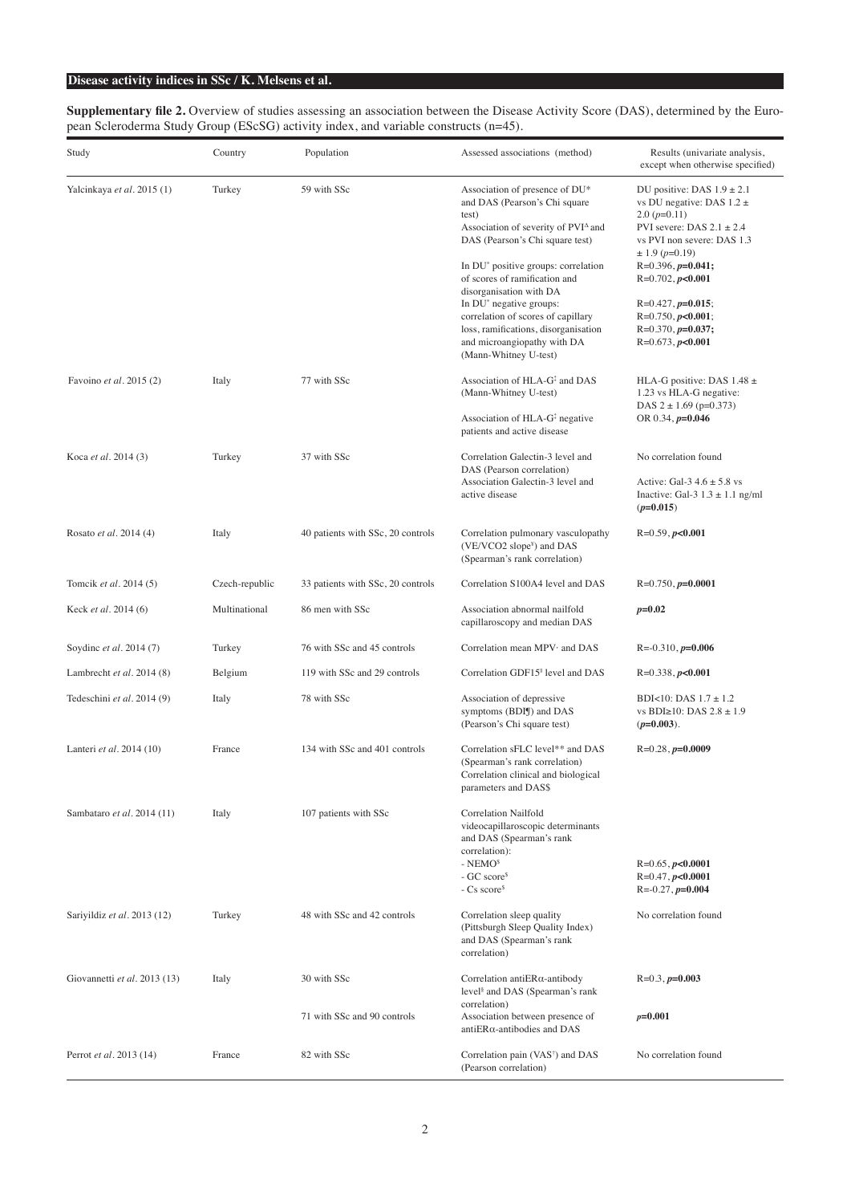**Supplementary file 2.** Overview of studies assessing an association between the Disease Activity Score (DAS), determined by the European Scleroderma Study Group (EScSG) activity index, and variable constructs (n=45).

| Study | Country | Population | Assessed associations (method) | Results (univariate analysis, except when otherwise specified) |
|---|---|---|---|---|
| Yalcinkaya *et al*. 2015 (1) | Turkey | 59 with SSc | Association of presence of DU* and DAS (Pearson's Chi square test)<br>Association of severity of PVI[Δ] and DAS (Pearson's Chi square test)<br>In DU[+] positive groups: correlation of scores of ramification and disorganisation with DA<br>In DU[+] negative groups: correlation of scores of capillary loss, ramifications, disorganisation and microangiopathy with DA (Mann-Whitney U-test) | DU positive: DAS 1.9 ± 2.1 vs DU negative: DAS 1.2 ± 2.0 (*p*=0.11)<br>PVI severe: DAS 2.1 ± 2.4 vs PVI non severe: DAS 1.3 ± 1.9 (*p*=0.19)<br>R=0.396, ***p*=0.041;**<br>R=0.702, ***p*<0.001**<br>R=0.427, ***p*=0.015**;<br>R=0.750, ***p*<0.001**;<br>R=0.370, ***p*=0.037;**<br>R=0.673, ***p*<0.001** |
| Favoino *et al*. 2015 (2) | Italy | 77 with SSc | Association of HLA-G[‡] and DAS (Mann-Whitney U-test)<br>Association of HLA-G[‡] negative patients and active disease | HLA-G positive: DAS 1.48 ± 1.23 vs HLA-G negative: DAS 2 ± 1.69 (p=0.373)<br>OR 0.34, ***p*=0.046** |
| Koca *et al*. 2014 (3) | Turkey | 37 with SSc | Correlation Galectin-3 level and DAS (Pearson correlation)<br>Association Galectin-3 level and active disease | No correlation found<br>Active: Gal-3 4.6 ± 5.8 vs Inactive: Gal-3 1.3 ± 1.1 ng/ml (***p*=0.015**) |
| Rosato *et al*. 2014 (4) | Italy | 40 patients with SSc, 20 controls | Correlation pulmonary vasculopathy (VE/VCO2 slope[¥]) and DAS (Spearman's rank correlation) | R=0.59, ***p*<0.001** |
| Tomcik *et al*. 2014 (5) | Czech-republic | 33 patients with SSc, 20 controls | Correlation S100A4 level and DAS | R=0.750, ***p*=0.0001** |
| Keck *et al*. 2014 (6) | Multinational | 86 men with SSc | Association abnormal nailfold capillaroscopy and median DAS | ***p*=0.02** |
| Soydinc *et al*. 2014 (7) | Turkey | 76 with SSc and 45 controls | Correlation mean MPV[ı] and DAS | R=-0.310, ***p*=0.006** |
| Lambrecht *et al*. 2014 (8) | Belgium | 119 with SSc and 29 controls | Correlation GDF15[‖] level and DAS | R=0.338, ***p*<0.001** |
| Tedeschini *et al*. 2014 (9) | Italy | 78 with SSc | Association of depressive symptoms (BDI¶) and DAS (Pearson's Chi square test) | BDI<10: DAS 1.7 ± 1.2 vs BDI≥10: DAS 2.8 ± 1.9 (***p*=0.003**). |
| Lanteri *et al*. 2014 (10) | France | 134 with SSc and 401 controls | Correlation sFLC level** and DAS (Spearman's rank correlation)<br>Correlation clinical and biological parameters and DAS$ | R=0.28, ***p*=0.0009** |
| Sambataro *et al*. 2014 (11) | Italy | 107 patients with SSc | Correlation Nailfold videocapillaroscopic determinants and DAS (Spearman's rank correlation):<br>- NEMO[§]<br>- GC score[§]<br>- Cs score[§] | <br><br><br>R=0.65, ***p*<0.0001**<br>R=0.47, ***p*<0.0001**<br>R=-0.27, ***p*=0.004** |
| Sariyildiz *et al*. 2013 (12) | Turkey | 48 with SSc and 42 controls | Correlation sleep quality (Pittsburgh Sleep Quality Index) and DAS (Spearman's rank correlation) | No correlation found |
| Giovannetti *et al*. 2013 (13) | Italy | 30 with SSc<br>71 with SSc and 90 controls | Correlation antiERα-antibody level[∥] and DAS (Spearman's rank correlation)<br>Association between presence of antiERα-antibodies and DAS | R=0.3, ***p*=0.003**<br>***p*=0.001** |
| Perrot *et al*. 2013 (14) | France | 82 with SSc | Correlation pain (VAS[†]) and DAS (Pearson correlation) | No correlation found |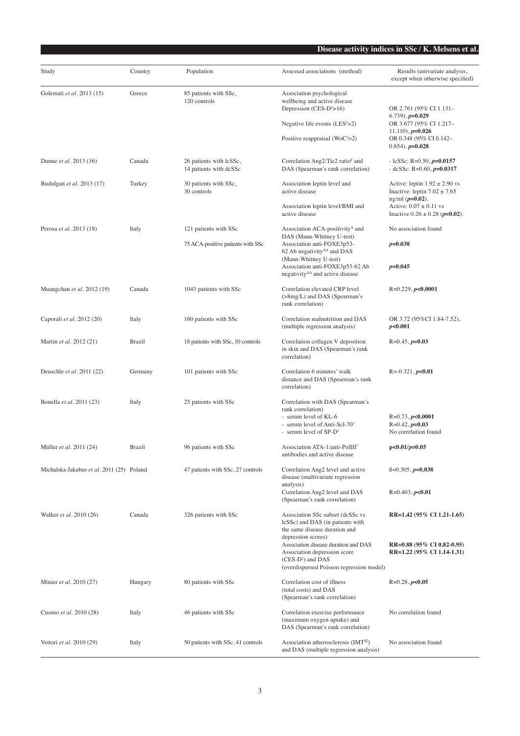| Study | Country | Population | Assessed associations (method) | Results (univariate analysis, except when otherwise specified) |
|---|---|---|---|---|
| Golemati *et al*. 2013 (15) | Greece | 85 patients with SSc, 120 controls | Association psychological wellbeing and active disease | |
| | | | Depression (CES-D[‡]>16) | OR 2.761 (95% CI 1.131–6.739), ***p*=0.029** |
| | | | Negative life events (LES[‡]>2) | OR 3.677 (95% CI 1.217–11.110), ***p*=0.026** |
| | | | Positive reappraisal (WoC[‡]>2) | OR 0.348 (95% CI 0.142–0.854), ***p*=0.028** |
| Dunne *et al*. 2013 (16) | Canada | 26 patients with lcSSc, 14 patients with dcSSc | Correlation Ang2/Tie2 ratio[#] and DAS (Spearman's rank correlation) | - lcSSc: R=0.50, ***p*=0.0157**<br>- dcSSc: R=0.60, ***p*=0.0317** |
| Budulgan *et al*. 2013 (17) | Turkey | 30 patients with SSc, 30 controls | Association leptin level and active disease | Active: leptin 1.92 ± 2.90 vs Inactive: leptin 7.02 ± 7.65 ng/ml (***p*=0.02**). |
| | | | Association leptin level/BMI and active disease | Active: 0.07 ± 0.11 vs Inactive 0.26 ± 0.28 (***p*=0.02**). |
| Perosa *et al*. 2013 (18) | Italy | 121 patients with SSc | Association ACA-positivity[Δ] and DAS (Mann-Whitney U-test) | No association found |
| | | 75 ACA-positive patients with SSc | Association anti-FOXE3p53-62 Ab negativity[ΔΔ] and DAS (Mann-Whitney U-test) | ***p*=0.038** |
| | | | Association anti-FOXE3p53-62 Ab negativity[ΔΔ] and active disease | ***p*=0.045** |
| Muangchan *et al*. 2012 (19) | Canada | 1043 patients with SSc | Correlation elevated CRP level (>8mg/L) and DAS (Spearman's rank correlation) | R=0.229, ***p*<0.0001** |
| Caporali *et al*. 2012 (20) | Italy | 160 patients with SSc | Correlation malnutrition and DAS (multiple regression analysis) | OR 3.72 (95%CI 1.84-7.52), ***p*<0.001** |
| Martin *et al*. 2012 (21) | Brazil | 18 patients with SSc, 10 controls | Correlation collagen V deposition in skin and DAS (Spearman's rank correlation) | R=0.45, ***p*=0.03** |
| Deuschle *et al*. 2011 (22) | Germany | 101 patients with SSc | Correlation 6 minutes' walk distance and DAS (Spearman's rank correlation) | R=-0.321, ***p*<0.01** |
| Bonella *et al*. 2011 (23) | Italy | 25 patients with SSc | Correlation with DAS (Spearman's rank correlation) | |
| | | | - serum level of KL-6 | R=0.73, ***p*<0.0001** |
| | | | - serum level of Anti-Scl-70[◊] | R=0.42, ***p*=0.03** |
| | | | - serum level of SP-D[¥] | No correlation found |
| Müller *et al*. 2011 (24) | Brazil | 96 patients with SSc | Association ATA-1/anti-PolIII[◊] antibodies and active disease | **p<0.01/*p*=0.05** |
| Michalska-Jakubus *et al*. 2011 (25) | Poland | 47 patients with SSc, 27 controls | Correlation Ang2 level and active disease (multivariate regression analysis) | ß=0.305, ***p*=0.038** |
| | | | Correlation Ang2 level and DAS (Spearman's rank correlation) | R=0.403, ***p*<0.01** |
| Walker *et al*. 2010 (26) | Canada | 326 patients with SSc | Association SSc subset (dcSSc vs lcSSc) and DAS (in patients with the same disease duration and depression scores) | **RR=1.42 (95% CI 1.21-1.65)** |
| | | | Association disease duration and DAS | **RR=0.88 (95% CI 0.82-0.95)** |
| | | | Association depression score (CES-D[‡]) and DAS (overdispersed Poisson regression model) | **RR=1.22 (95% CI 1.14-1.31)** |
| Minier *et al*. 2010 (27) | Hungary | 80 patients with SSc | Correlation cost of illness (total costs) and DAS (Spearman's rank correlation) | R=0.28, ***p*<0.05** |
| Cuomo *et al*. 2010 (28) | Italy | 46 patients with SSc | Correlation exercise performance (maximum oxygen uptake) and DAS (Spearman's rank correlation) | No correlation found |
| Vettori *et al*. 2010 (29) | Italy | 50 patients with SSc, 41 controls | Association atherosclerosis (IMT[ΩΩ]) and DAS (multiple regression analysis) | No association found |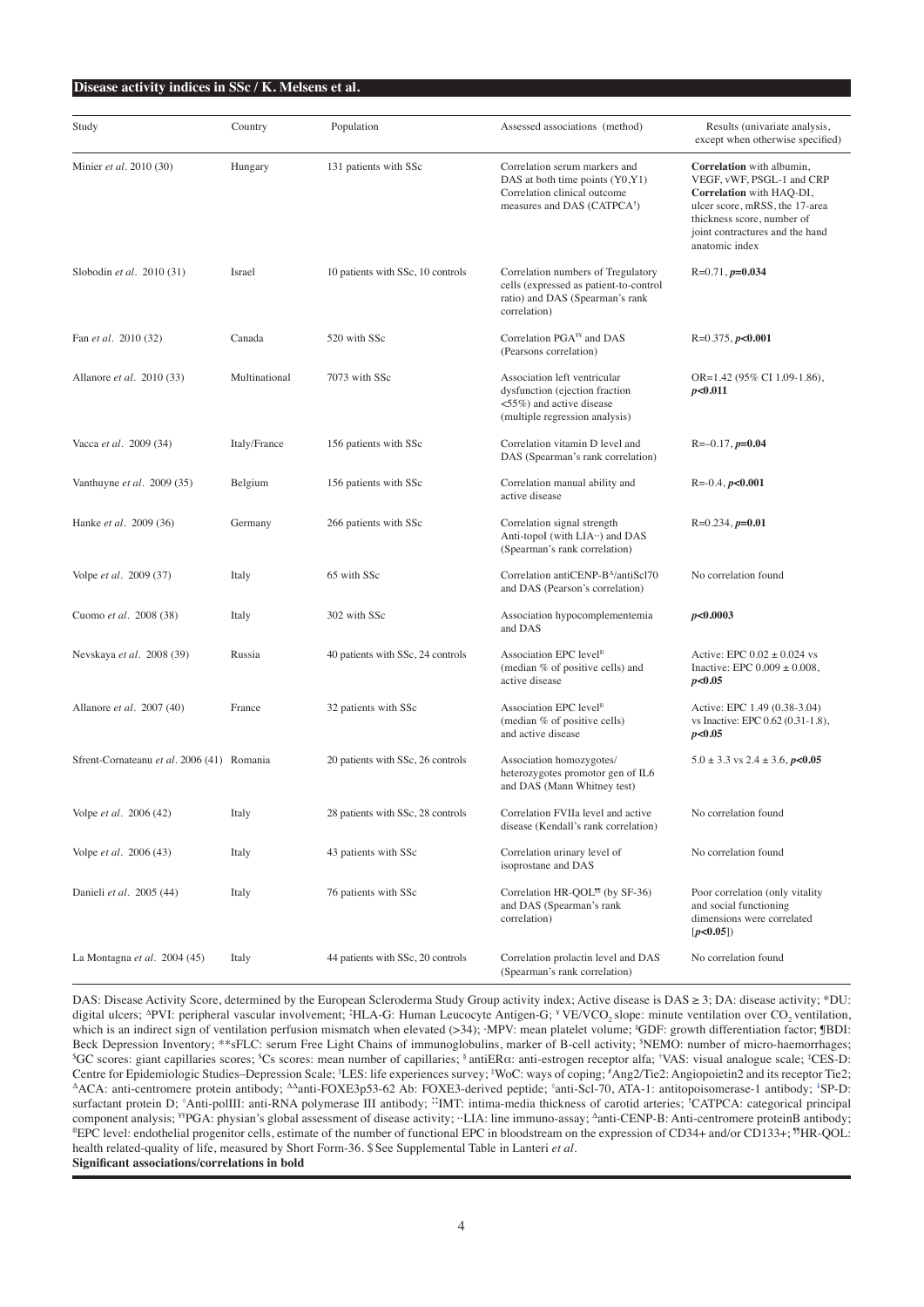| Study | Country | Population | Assessed associations (method) | Results (univariate analysis, except when otherwise specified) |
|---|---|---|---|---|
| Minier *et al.* 2010 (30) | Hungary | 131 patients with SSc | Correlation serum markers and DAS at both time points (Y0,Y1) Correlation clinical outcome measures and DAS (CATPCA[†]) | **Correlation** with albumin, VEGF, vWF, PSGL-1 and CRP **Correlation** with HAQ-DI, ulcer score, mRSS, the 17-area thickness score, number of joint contractures and the hand anatomic index |
| Slobodin *et al.* 2010 (31) | Israel | 10 patients with SSc, 10 controls | Correlation numbers of Tregulatory cells (expressed as patient-to-control ratio) and DAS (Spearman's rank correlation) | R=0.71, ***p*=0.034** |
| Fan *et al.* 2010 (32) | Canada | 520 with SSc | Correlation PGA[¥¥] and DAS (Pearsons correlation) | R=0.375, ***p*<0.001** |
| Allanore *et al.* 2010 (33) | Multinational | 7073 with SSc | Association left ventricular dysfunction (ejection fraction <55%) and active disease (multiple regression analysis) | OR=1.42 (95% CI 1.09-1.86), ***p*<0.011** |
| Vacca *et al.* 2009 (34) | Italy/France | 156 patients with SSc | Correlation vitamin D level and DAS (Spearman's rank correlation) | R=–0.17, ***p*=0.04** |
| Vanthuyne *et al.* 2009 (35) | Belgium | 156 patients with SSc | Correlation manual ability and active disease | R=-0.4, ***p*<0.001** |
| Hanke *et al.* 2009 (36) | Germany | 266 patients with SSc | Correlation signal strength Anti-topoI (with LIA[··]) and DAS (Spearman's rank correlation) | R=0.234, ***p*=0.01** |
| Volpe *et al.* 2009 (37) | Italy | 65 with SSc | Correlation antiCENP-B[Δ]/antiScl70 and DAS (Pearson's correlation) | No correlation found |
| Cuomo *et al.* 2008 (38) | Italy | 302 with SSc | Association hypocomplementemia and DAS | ***p*<0.0003** |
| Nevskaya *et al.* 2008 (39) | Russia | 40 patients with SSc, 24 controls | Association EPC level[ll] (median % of positive cells) and active disease | Active: EPC 0.02 ± 0.024 vs Inactive: EPC 0.009 ± 0.008, ***p*<0.05** |
| Allanore *et al.* 2007 (40) | France | 32 patients with SSc | Association EPC level[ll] (median % of positive cells) and active disease | Active: EPC 1.49 (0.38-3.04) vs Inactive: EPC 0.62 (0.31-1.8), ***p*<0.05** |
| Sfrent-Cornateanu *et al.* 2006 (41) | Romania | 20 patients with SSc, 26 controls | Association homozygotes/ heterozygotes promotor gen of IL6 and DAS (Mann Whitney test) | 5.0 ± 3.3 vs 2.4 ± 3.6, ***p*<0.05** |
| Volpe *et al.* 2006 (42) | Italy | 28 patients with SSc, 28 controls | Correlation FVIIa level and active disease (Kendall's rank correlation) | No correlation found |
| Volpe *et al.* 2006 (43) | Italy | 43 patients with SSc | Correlation urinary level of isoprostane and DAS | No correlation found |
| Danieli *et al.* 2005 (44) | Italy | 76 patients with SSc | Correlation HR-QOL[¶¶] (by SF-36) and DAS (Spearman's rank correlation) | Poor correlation (only vitality and social functioning dimensions were correlated [***p*<0.05**]) |
| La Montagna *et al.* 2004 (45) | Italy | 44 patients with SSc, 20 controls | Correlation prolactin level and DAS (Spearman's rank correlation) | No correlation found |

DAS: Disease Activity Score, determined by the European Scleroderma Study Group activity index; Active disease is DAS ≥ 3; DA: disease activity; *DU: digital ulcers; [Δ]PVI: peripheral vascular involvement; [‡]HLA-G: Human Leucocyte Antigen-G; [¥] VE/VCO$_2$ slope: minute ventilation over CO$_2$ ventilation, which is an indirect sign of ventilation perfusion mismatch when elevated (>34); [·]MPV: mean platelet volume; [ll]GDF: growth differentiation factor; ¶BDI: Beck Depression Inventory; **sFLC: serum Free Light Chains of immunoglobulins, marker of B-cell activity; [$]NEMO: number of micro-haemorrhages; [$]GC scores: giant capillaries scores; [$]Cs scores: mean number of capillaries; [§] antiERα: anti-estrogen receptor alfa; [†]VAS: visual analogue scale; [‡]CES-D: Centre for Epidemiologic Studies–Depression Scale; [‡]LES: life experiences survey; [‡]WoC: ways of coping; [#]Ang2/Tie2: Angiopoietin2 and its receptor Tie2; [Δ]ACA: anti-centromere protein antibody; [ΔΔ]anti-FOXE3p53-62 Ab: FOXE3-derived peptide; [◊]anti-Scl-70, ATA-1: antitopoisomerase-1 antibody; [ł]SP-D: surfactant protein D; [◊]Anti-polIII: anti-RNA polymerase III antibody; [‡‡]IMT: intima-media thickness of carotid arteries; [†]CATPCA: categorical principal component analysis; [¥¥]PGA: physian's global assessment of disease activity; [··]LIA: line immuno-assay; [Δ]anti-CENP-B: Anti-centromere proteinB antibody; [ll]EPC level: endothelial progenitor cells, estimate of the number of functional EPC in bloodstream on the expression of CD34+ and/or CD133+; [¶¶]HR-QOL: health related-quality of life, measured by Short Form-36. $ See Supplemental Table in Lanteri *et al.*

**Significant associations/correlations in bold**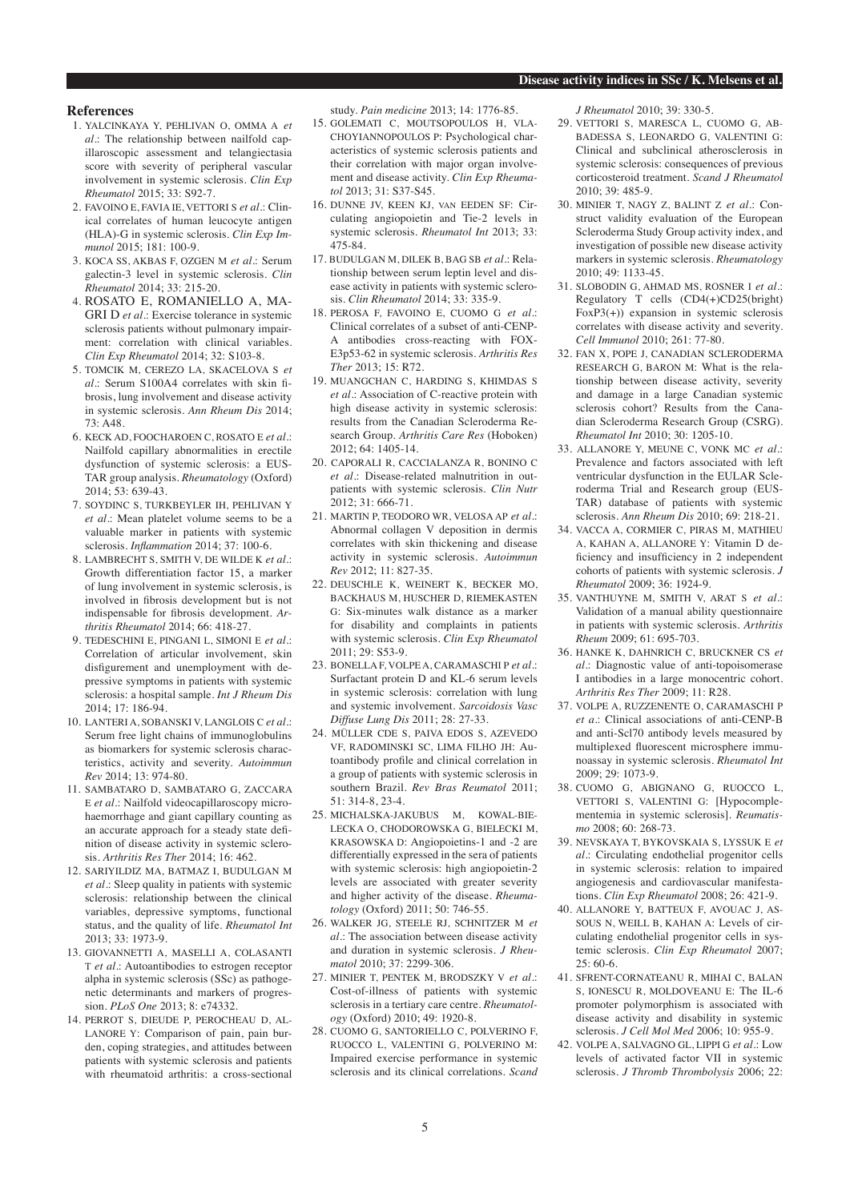## References

1. YALCINKAYA Y, PEHLIVAN O, OMMA A *et al.*: The relationship between nailfold capillaroscopic assessment and telangiectasia score with severity of peripheral vascular involvement in systemic sclerosis. *Clin Exp Rheumatol* 2015; 33: S92-7.
2. FAVOINO E, FAVIA IE, VETTORI S *et al.*: Clinical correlates of human leucocyte antigen (HLA)-G in systemic sclerosis. *Clin Exp Immunol* 2015; 181: 100-9.
3. KOCA SS, AKBAS F, OZGEN M *et al.*: Serum galectin-3 level in systemic sclerosis. *Clin Rheumatol* 2014; 33: 215-20.
4. ROSATO E, ROMANIELLO A, MAGRI D *et al.*: Exercise tolerance in systemic sclerosis patients without pulmonary impairment: correlation with clinical variables. *Clin Exp Rheumatol* 2014; 32: S103-8.
5. TOMCIK M, CEREZO LA, SKACELOVA S *et al.*: Serum S100A4 correlates with skin fibrosis, lung involvement and disease activity in systemic sclerosis. *Ann Rheum Dis* 2014; 73: A48.
6. KECK AD, FOOCHAROEN C, ROSATO E *et al.*: Nailfold capillary abnormalities in erectile dysfunction of systemic sclerosis: a EUSTAR group analysis. *Rheumatology* (Oxford) 2014; 53: 639-43.
7. SOYDINC S, TURKBEYLER IH, PEHLIVAN Y *et al.*: Mean platelet volume seems to be a valuable marker in patients with systemic sclerosis. *Inflammation* 2014; 37: 100-6.
8. LAMBRECHT S, SMITH V, DE WILDE K *et al.*: Growth differentiation factor 15, a marker of lung involvement in systemic sclerosis, is involved in fibrosis development but is not indispensable for fibrosis development. *Arthritis Rheumatol* 2014; 66: 418-27.
9. TEDESCHINI E, PINGANI L, SIMONI E *et al.*: Correlation of articular involvement, skin disfigurement and unemployment with depressive symptoms in patients with systemic sclerosis: a hospital sample. *Int J Rheum Dis* 2014; 17: 186-94.
10. LANTERI A, SOBANSKI V, LANGLOIS C *et al.*: Serum free light chains of immunoglobulins as biomarkers for systemic sclerosis characteristics, activity and severity. *Autoimmun Rev* 2014; 13: 974-80.
11. SAMBATARO D, SAMBATARO G, ZACCARA E *et al.*: Nailfold videocapillaroscopy microhaemorrhage and giant capillary counting as an accurate approach for a steady state definition of disease activity in systemic sclerosis. *Arthritis Res Ther* 2014; 16: 462.
12. SARIYILDIZ MA, BATMAZ I, BUDULGAN M *et al.*: Sleep quality in patients with systemic sclerosis: relationship between the clinical variables, depressive symptoms, functional status, and the quality of life. *Rheumatol Int* 2013; 33: 1973-9.
13. GIOVANNETTI A, MASELLI A, COLASANTI T *et al.*: Autoantibodies to estrogen receptor alpha in systemic sclerosis (SSc) as pathogenetic determinants and markers of progression. *PLoS One* 2013; 8: e74332.
14. PERROT S, DIEUDE P, PEROCHEAU D, ALLANORE Y: Comparison of pain, pain burden, coping strategies, and attitudes between patients with systemic sclerosis and patients with rheumatoid arthritis: a cross-sectional study. *Pain medicine* 2013; 14: 1776-85.
15. GOLEMATI C, MOUTSOPOULOS H, VLACHOYIANNOPOULOS P: Psychological characteristics of systemic sclerosis patients and their correlation with major organ involvement and disease activity. *Clin Exp Rheumatol* 2013; 31: S37-S45.
16. DUNNE JV, KEEN KJ, VAN EEDEN SF: Circulating angiopoietin and Tie-2 levels in systemic sclerosis. *Rheumatol Int* 2013; 33: 475-84.
17. BUDULGAN M, DILEK B, BAG SB *et al.*: Relationship between serum leptin level and disease activity in patients with systemic sclerosis. *Clin Rheumatol* 2014; 33: 335-9.
18. PEROSA F, FAVOINO E, CUOMO G *et al.*: Clinical correlates of a subset of anti-CENP-A antibodies cross-reacting with FOX-E3p53-62 in systemic sclerosis. *Arthritis Res Ther* 2013; 15: R72.
19. MUANGCHAN C, HARDING S, KHIMDAS S *et al.*: Association of C-reactive protein with high disease activity in systemic sclerosis: results from the Canadian Scleroderma Research Group. *Arthritis Care Res* (Hoboken) 2012; 64: 1405-14.
20. CAPORALI R, CACCIALANZA R, BONINO C *et al.*: Disease-related malnutrition in outpatients with systemic sclerosis. *Clin Nutr* 2012; 31: 666-71.
21. MARTIN P, TEODORO WR, VELOSA AP *et al.*: Abnormal collagen V deposition in dermis correlates with skin thickening and disease activity in systemic sclerosis. *Autoimmun Rev* 2012; 11: 827-35.
22. DEUSCHLE K, WEINERT K, BECKER MO, BACKHAUS M, HUSCHER D, RIEMEKASTEN G: Six-minutes walk distance as a marker for disability and complaints in patients with systemic sclerosis. *Clin Exp Rheumatol* 2011; 29: S53-9.
23. BONELLA F, VOLPE A, CARAMASCHI P *et al.*: Surfactant protein D and KL-6 serum levels in systemic sclerosis: correlation with lung and systemic involvement. *Sarcoidosis Vasc Diffuse Lung Dis* 2011; 28: 27-33.
24. MÜLLER CDE S, PAIVA EDOS S, AZEVEDO VF, RADOMINSKI SC, LIMA FILHO JH: Autoantibody profile and clinical correlation in a group of patients with systemic sclerosis in southern Brazil. *Rev Bras Reumatol* 2011; 51: 314-8, 23-4.
25. MICHALSKA-JAKUBUS M, KOWAL-BIELECKA O, CHODOROWSKA G, BIELECKI M, KRASOWSKA D: Angiopoietins-1 and -2 are differentially expressed in the sera of patients with systemic sclerosis: high angiopoietin-2 levels are associated with greater severity and higher activity of the disease. *Rheumatology* (Oxford) 2011; 50: 746-55.
26. WALKER JG, STEELE RJ, SCHNITZER M *et al.*: The association between disease activity and duration in systemic sclerosis. *J Rheumatol* 2010; 37: 2299-306.
27. MINIER T, PENTEK M, BRODSZKY V *et al.*: Cost-of-illness of patients with systemic sclerosis in a tertiary care centre. *Rheumatology* (Oxford) 2010; 49: 1920-8.
28. CUOMO G, SANTORIELLO C, POLVERINO F, RUOCCO L, VALENTINI G, POLVERINO M: Impaired exercise performance in systemic sclerosis and its clinical correlations. *Scand J Rheumatol* 2010; 39: 330-5.
29. VETTORI S, MARESCA L, CUOMO G, ABBADESSA S, LEONARDO G, VALENTINI G: Clinical and subclinical atherosclerosis in systemic sclerosis: consequences of previous corticosteroid treatment. *Scand J Rheumatol* 2010; 39: 485-9.
30. MINIER T, NAGY Z, BALINT Z *et al.*: Construct validity evaluation of the European Scleroderma Study Group activity index, and investigation of possible new disease activity markers in systemic sclerosis. *Rheumatology* 2010; 49: 1133-45.
31. SLOBODIN G, AHMAD MS, ROSNER I *et al.*: Regulatory T cells (CD4(+)CD25(bright) FoxP3(+)) expansion in systemic sclerosis correlates with disease activity and severity. *Cell Immunol* 2010; 261: 77-80.
32. FAN X, POPE J, CANADIAN SCLERODERMA RESEARCH G, BARON M: What is the relationship between disease activity, severity and damage in a large Canadian systemic sclerosis cohort? Results from the Canadian Scleroderma Research Group (CSRG). *Rheumatol Int* 2010; 30: 1205-10.
33. ALLANORE Y, MEUNE C, VONK MC *et al.*: Prevalence and factors associated with left ventricular dysfunction in the EULAR Scleroderma Trial and Research group (EUSTAR) database of patients with systemic sclerosis. *Ann Rheum Dis* 2010; 69: 218-21.
34. VACCA A, CORMIER C, PIRAS M, MATHIEU A, KAHAN A, ALLANORE Y: Vitamin D deficiency and insufficiency in 2 independent cohorts of patients with systemic sclerosis. *J Rheumatol* 2009; 36: 1924-9.
35. VANTHUYNE M, SMITH V, ARAT S *et al.*: Validation of a manual ability questionnaire in patients with systemic sclerosis. *Arthritis Rheum* 2009; 61: 695-703.
36. HANKE K, DAHNRICH C, BRUCKNER CS *et al.*: Diagnostic value of anti-topoisomerase I antibodies in a large monocentric cohort. *Arthritis Res Ther* 2009; 11: R28.
37. VOLPE A, RUZZENENTE O, CARAMASCHI P *et a.*: Clinical associations of anti-CENP-B and anti-Scl70 antibody levels measured by multiplexed fluorescent microsphere immunoassay in systemic sclerosis. *Rheumatol Int* 2009; 29: 1073-9.
38. CUOMO G, ABIGNANO G, RUOCCO L, VETTORI S, VALENTINI G: [Hypocomplementemia in systemic sclerosis]. *Reumatismo* 2008; 60: 268-73.
39. NEVSKAYA T, BYKOVSKAIA S, LYSSUK E *et al.*: Circulating endothelial progenitor cells in systemic sclerosis: relation to impaired angiogenesis and cardiovascular manifestations. *Clin Exp Rheumatol* 2008; 26: 421-9.
40. ALLANORE Y, BATTEUX F, AVOUAC J, ASSOUS N, WEILL B, KAHAN A: Levels of circulating endothelial progenitor cells in systemic sclerosis. *Clin Exp Rheumatol* 2007; 25: 60-6.
41. SFRENT-CORNATEANU R, MIHAI C, BALAN S, IONESCU R, MOLDOVEANU E: The IL-6 promoter polymorphism is associated with disease activity and disability in systemic sclerosis. *J Cell Mol Med* 2006; 10: 955-9.
42. VOLPE A, SALVAGNO GL, LIPPI G *et al.*: Low levels of activated factor VII in systemic sclerosis. *J Thromb Thrombolysis* 2006; 22: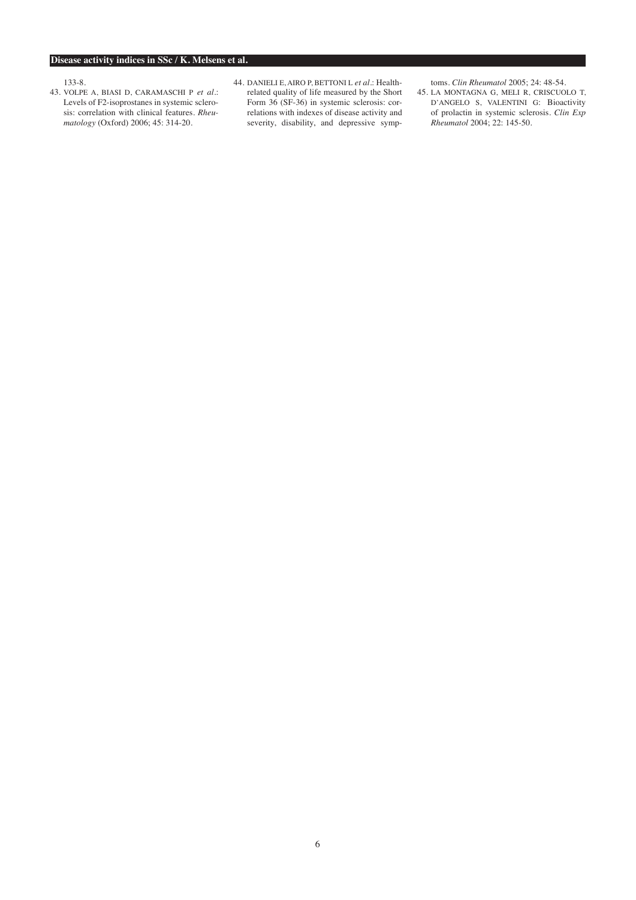133-8.

43. VOLPE A, BIASI D, CARAMASCHI P *et al.*: Levels of F2-isoprostanes in systemic sclerosis: correlation with clinical features. *Rheumatology* (Oxford) 2006; 45: 314-20.
44. DANIELI E, AIRO P, BETTONI L *et al.*: Health-related quality of life measured by the Short Form 36 (SF-36) in systemic sclerosis: correlations with indexes of disease activity and severity, disability, and depressive symptoms. *Clin Rheumatol* 2005; 24: 48-54.
45. LA MONTAGNA G, MELI R, CRISCUOLO T, D'ANGELO S, VALENTINI G: Bioactivity of prolactin in systemic sclerosis. *Clin Exp Rheumatol* 2004; 22: 145-50.